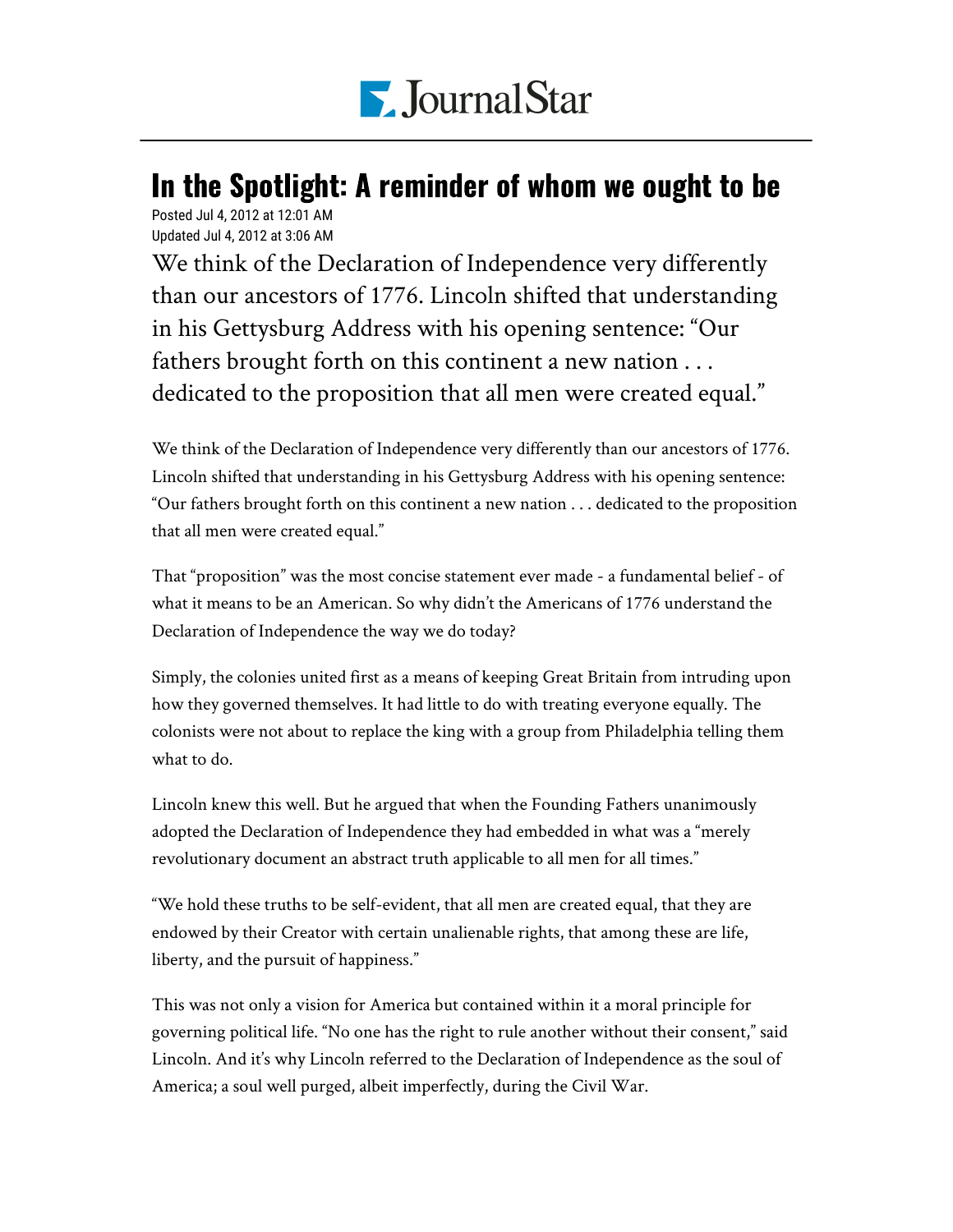# In the Spotlight: A reminder of whom we ought to be

Posted Jul 4, 2012 at 12:01 AM
Updated Jul 4, 2012 at 3:06 AM

We think of the Declaration of Independence very differently than our ancestors of 1776. Lincoln shifted that understanding in his Gettysburg Address with his opening sentence: "Our fathers brought forth on this continent a new nation . . . dedicated to the proposition that all men were created equal."

We think of the Declaration of Independence very differently than our ancestors of 1776. Lincoln shifted that understanding in his Gettysburg Address with his opening sentence: "Our fathers brought forth on this continent a new nation . . . dedicated to the proposition that all men were created equal."

That "proposition" was the most concise statement ever made - a fundamental belief - of what it means to be an American. So why didn't the Americans of 1776 understand the Declaration of Independence the way we do today?

Simply, the colonies united first as a means of keeping Great Britain from intruding upon how they governed themselves. It had little to do with treating everyone equally. The colonists were not about to replace the king with a group from Philadelphia telling them what to do.

Lincoln knew this well. But he argued that when the Founding Fathers unanimously adopted the Declaration of Independence they had embedded in what was a "merely revolutionary document an abstract truth applicable to all men for all times."

"We hold these truths to be self-evident, that all men are created equal, that they are endowed by their Creator with certain unalienable rights, that among these are life, liberty, and the pursuit of happiness."

This was not only a vision for America but contained within it a moral principle for governing political life. "No one has the right to rule another without their consent," said Lincoln. And it's why Lincoln referred to the Declaration of Independence as the soul of America; a soul well purged, albeit imperfectly, during the Civil War.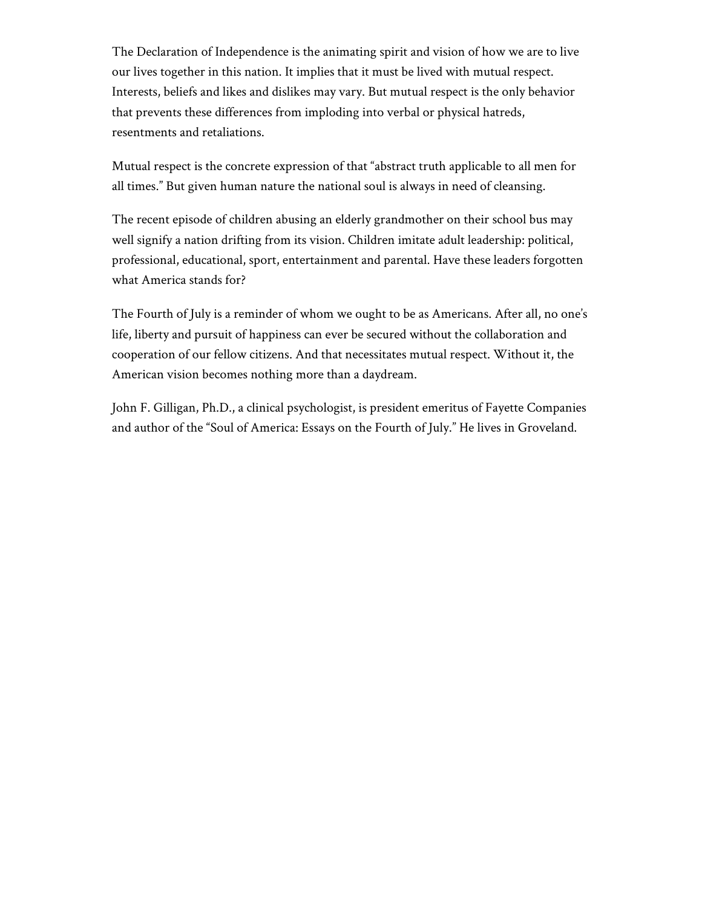The Declaration of Independence is the animating spirit and vision of how we are to live our lives together in this nation. It implies that it must be lived with mutual respect. Interests, beliefs and likes and dislikes may vary. But mutual respect is the only behavior that prevents these differences from imploding into verbal or physical hatreds, resentments and retaliations.

Mutual respect is the concrete expression of that "abstract truth applicable to all men for all times." But given human nature the national soul is always in need of cleansing.

The recent episode of children abusing an elderly grandmother on their school bus may well signify a nation drifting from its vision. Children imitate adult leadership: political, professional, educational, sport, entertainment and parental. Have these leaders forgotten what America stands for?

The Fourth of July is a reminder of whom we ought to be as Americans. After all, no one's life, liberty and pursuit of happiness can ever be secured without the collaboration and cooperation of our fellow citizens. And that necessitates mutual respect. Without it, the American vision becomes nothing more than a daydream.

John F. Gilligan, Ph.D., a clinical psychologist, is president emeritus of Fayette Companies and author of the "Soul of America: Essays on the Fourth of July." He lives in Groveland.